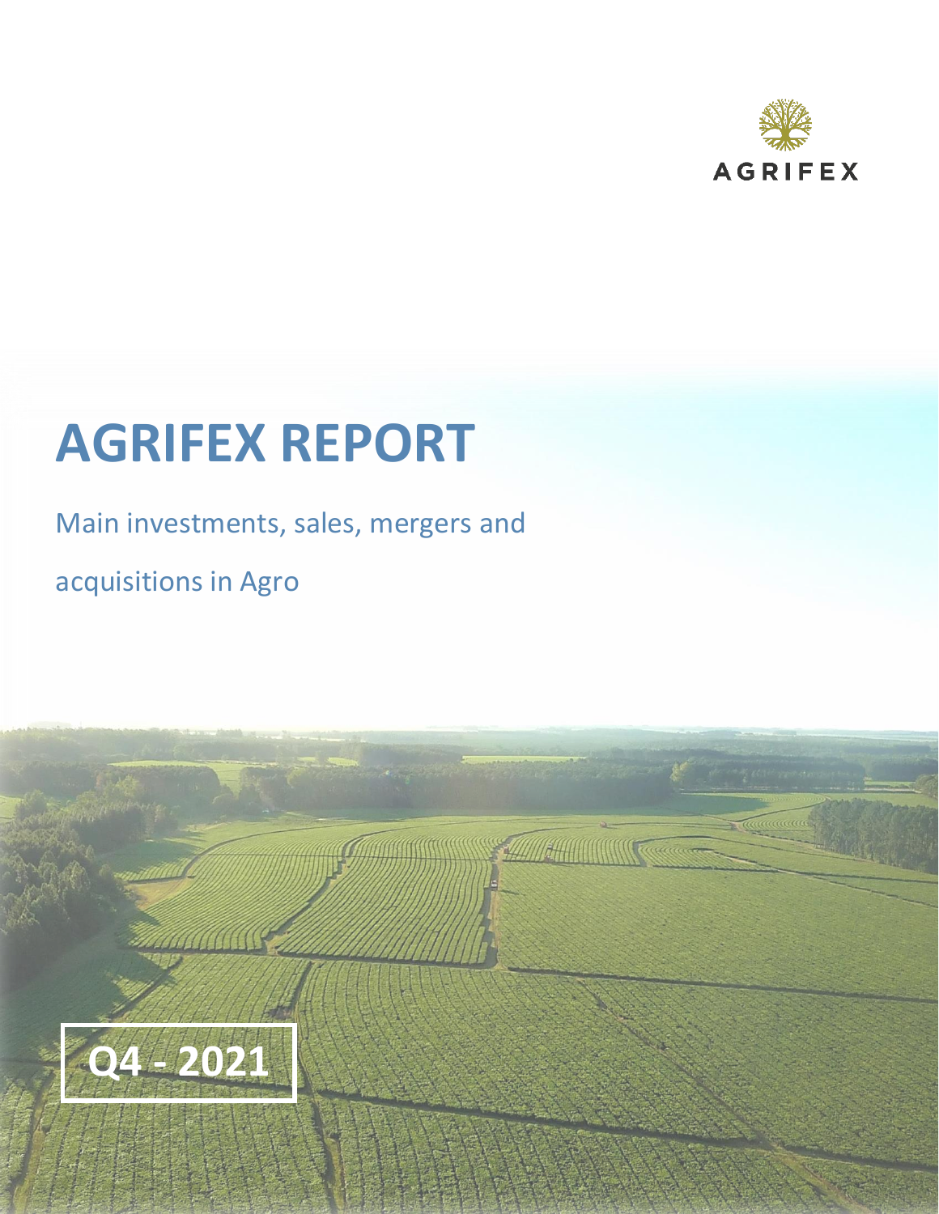AGRIFEX

# AGRIFEX REPORT

Main investments, sales, mergers and acquisitions in Agro

**Q4 - 2021**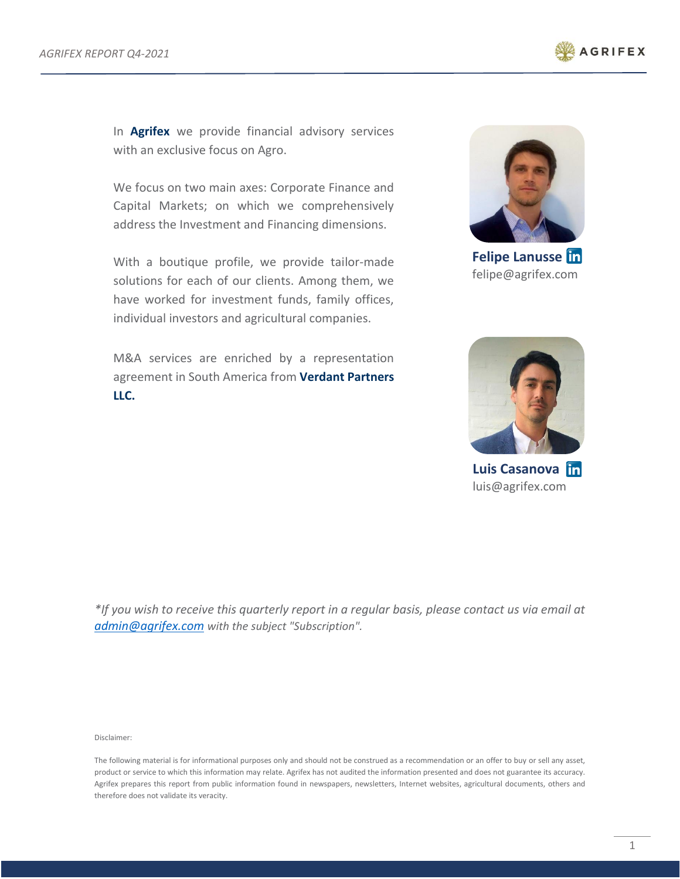In **Agrifex** we provide financial advisory services with an exclusive focus on Agro.

We focus on two main axes: Corporate Finance and Capital Markets; on which we comprehensively address the Investment and Financing dimensions.

With a boutique profile, we provide tailor-made solutions for each of our clients. Among them, we have worked for investment funds, family offices, individual investors and agricultural companies.

M&A services are enriched by a representation agreement in South America from **Verdant Partners LLC.**

**Felipe Lanusse**
felipe@agrifex.com

**Luis Casanova**
luis@agrifex.com

*\*If you wish to receive this quarterly report in a regular basis, please contact us via email at admin@agrifex.com with the subject "Subscription".*

Disclaimer:

The following material is for informational purposes only and should not be construed as a recommendation or an offer to buy or sell any asset, product or service to which this information may relate. Agrifex has not audited the information presented and does not guarantee its accuracy. Agrifex prepares this report from public information found in newspapers, newsletters, Internet websites, agricultural documents, others and therefore does not validate its veracity.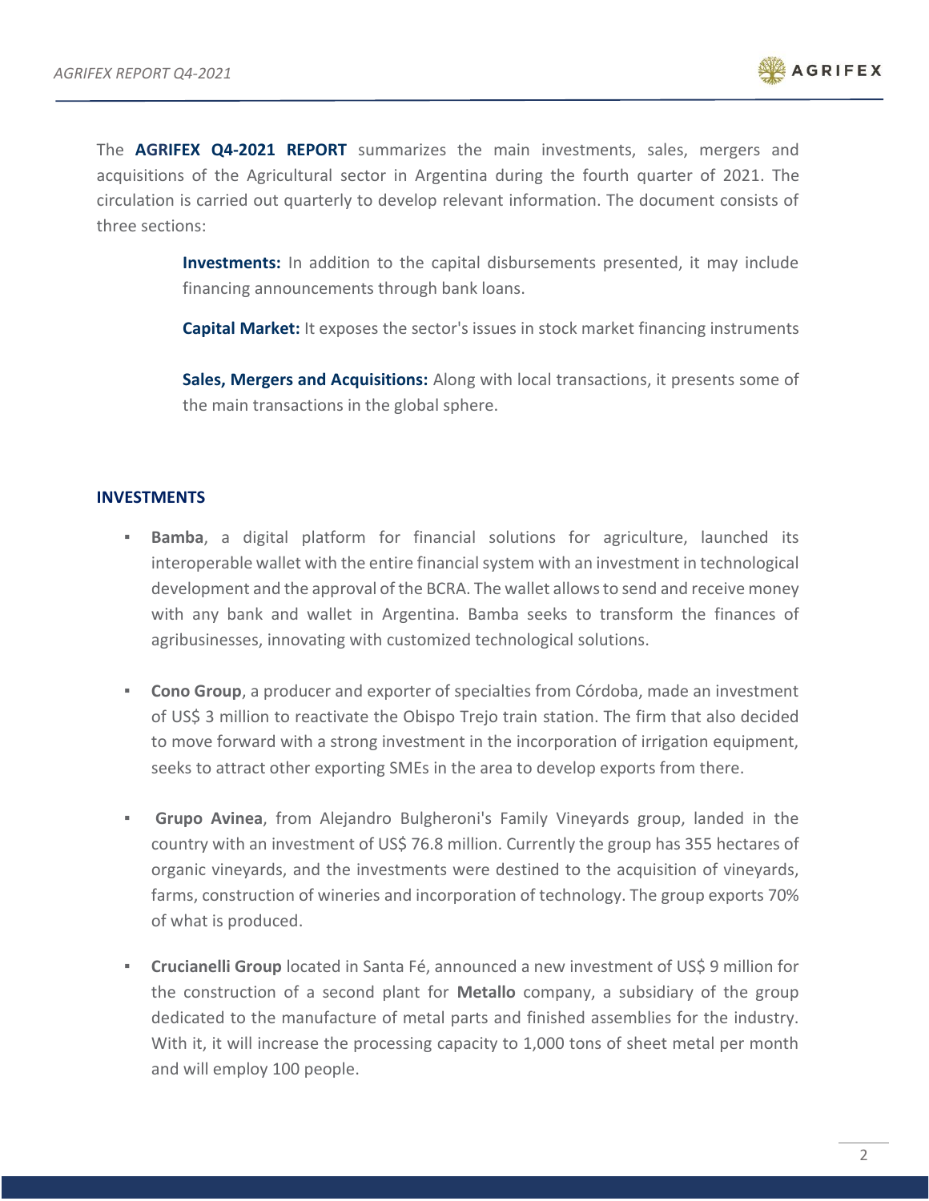The **AGRIFEX Q4-2021 REPORT** summarizes the main investments, sales, mergers and acquisitions of the Agricultural sector in Argentina during the fourth quarter of 2021. The circulation is carried out quarterly to develop relevant information. The document consists of three sections:

**Investments:** In addition to the capital disbursements presented, it may include financing announcements through bank loans.

**Capital Market:** It exposes the sector's issues in stock market financing instruments

**Sales, Mergers and Acquisitions:** Along with local transactions, it presents some of the main transactions in the global sphere.

## INVESTMENTS

- **Bamba**, a digital platform for financial solutions for agriculture, launched its interoperable wallet with the entire financial system with an investment in technological development and the approval of the BCRA. The wallet allows to send and receive money with any bank and wallet in Argentina. Bamba seeks to transform the finances of agribusinesses, innovating with customized technological solutions.

- **Cono Group**, a producer and exporter of specialties from Córdoba, made an investment of US$ 3 million to reactivate the Obispo Trejo train station. The firm that also decided to move forward with a strong investment in the incorporation of irrigation equipment, seeks to attract other exporting SMEs in the area to develop exports from there.

- **Grupo Avinea**, from Alejandro Bulgheroni's Family Vineyards group, landed in the country with an investment of US$ 76.8 million. Currently the group has 355 hectares of organic vineyards, and the investments were destined to the acquisition of vineyards, farms, construction of wineries and incorporation of technology. The group exports 70% of what is produced.

- **Crucianelli Group** located in Santa Fé, announced a new investment of US$ 9 million for the construction of a second plant for **Metallo** company, a subsidiary of the group dedicated to the manufacture of metal parts and finished assemblies for the industry. With it, it will increase the processing capacity to 1,000 tons of sheet metal per month and will employ 100 people.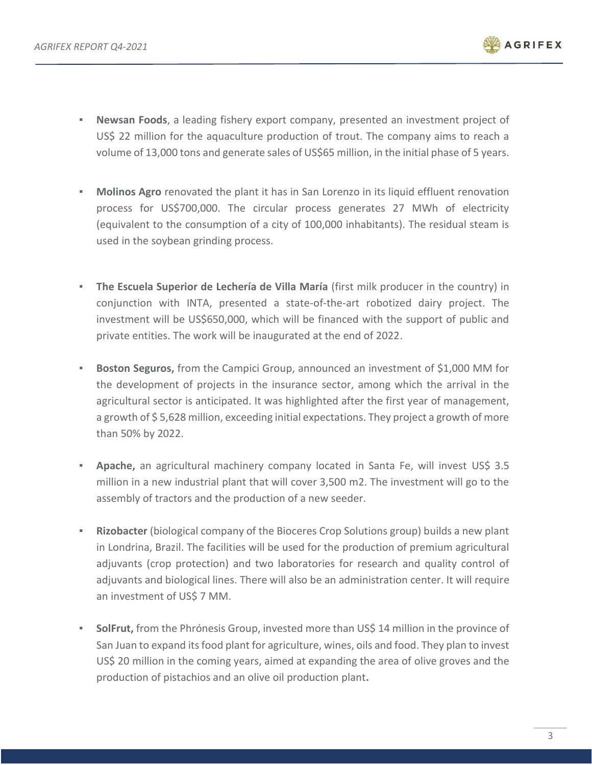- **Newsan Foods**, a leading fishery export company, presented an investment project of US$ 22 million for the aquaculture production of trout. The company aims to reach a volume of 13,000 tons and generate sales of US$65 million, in the initial phase of 5 years.

- **Molinos Agro** renovated the plant it has in San Lorenzo in its liquid effluent renovation process for US$700,000. The circular process generates 27 MWh of electricity (equivalent to the consumption of a city of 100,000 inhabitants). The residual steam is used in the soybean grinding process.

- **The Escuela Superior de Lechería de Villa María** (first milk producer in the country) in conjunction with INTA, presented a state-of-the-art robotized dairy project. The investment will be US$650,000, which will be financed with the support of public and private entities. The work will be inaugurated at the end of 2022.

- **Boston Seguros,** from the Campici Group, announced an investment of $1,000 MM for the development of projects in the insurance sector, among which the arrival in the agricultural sector is anticipated. It was highlighted after the first year of management, a growth of $ 5,628 million, exceeding initial expectations. They project a growth of more than 50% by 2022.

- **Apache,** an agricultural machinery company located in Santa Fe, will invest US$ 3.5 million in a new industrial plant that will cover 3,500 m2. The investment will go to the assembly of tractors and the production of a new seeder.

- **Rizobacter** (biological company of the Bioceres Crop Solutions group) builds a new plant in Londrina, Brazil. The facilities will be used for the production of premium agricultural adjuvants (crop protection) and two laboratories for research and quality control of adjuvants and biological lines. There will also be an administration center. It will require an investment of US$ 7 MM.

- **SolFrut,** from the Phrónesis Group, invested more than US$ 14 million in the province of San Juan to expand its food plant for agriculture, wines, oils and food. They plan to invest US$ 20 million in the coming years, aimed at expanding the area of olive groves and the production of pistachios and an olive oil production plant**.**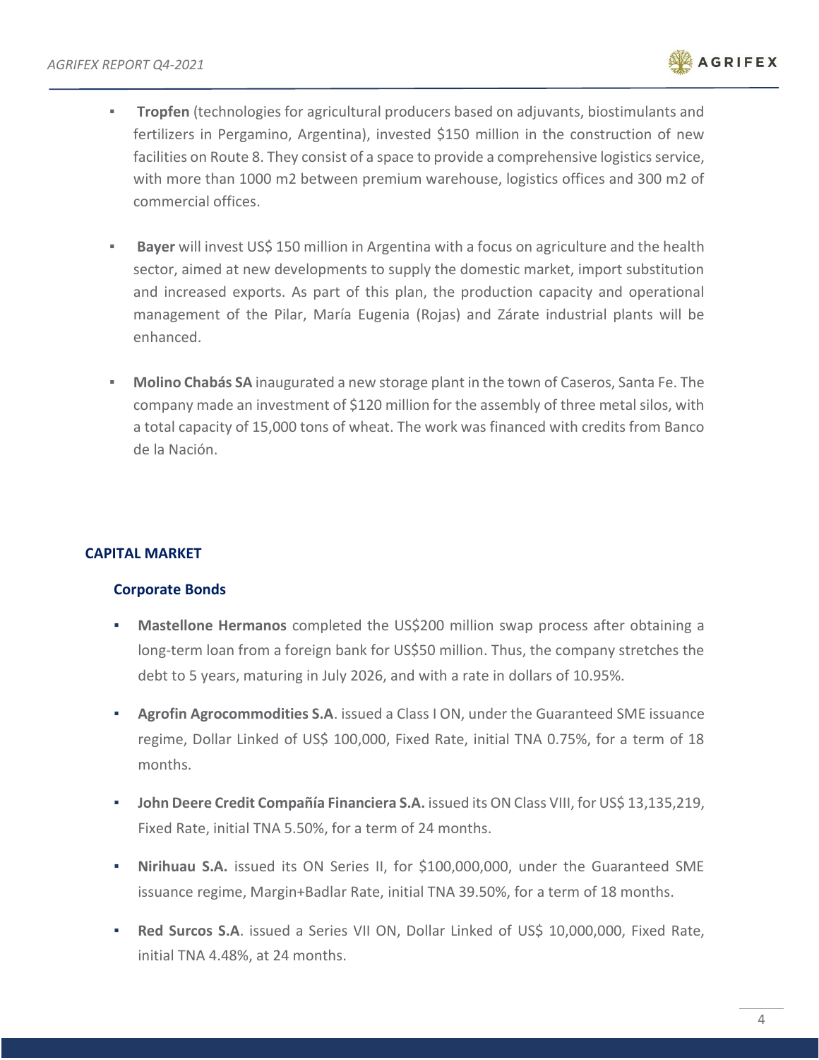- **Tropfen** (technologies for agricultural producers based on adjuvants, biostimulants and fertilizers in Pergamino, Argentina), invested $150 million in the construction of new facilities on Route 8. They consist of a space to provide a comprehensive logistics service, with more than 1000 m2 between premium warehouse, logistics offices and 300 m2 of commercial offices.

- **Bayer** will invest US$ 150 million in Argentina with a focus on agriculture and the health sector, aimed at new developments to supply the domestic market, import substitution and increased exports. As part of this plan, the production capacity and operational management of the Pilar, María Eugenia (Rojas) and Zárate industrial plants will be enhanced.

- **Molino Chabás SA** inaugurated a new storage plant in the town of Caseros, Santa Fe. The company made an investment of $120 million for the assembly of three metal silos, with a total capacity of 15,000 tons of wheat. The work was financed with credits from Banco de la Nación.

## CAPITAL MARKET

### Corporate Bonds

- **Mastellone Hermanos** completed the US$200 million swap process after obtaining a long-term loan from a foreign bank for US$50 million. Thus, the company stretches the debt to 5 years, maturing in July 2026, and with a rate in dollars of 10.95%.

- **Agrofin Agrocommodities S.A**. issued a Class I ON, under the Guaranteed SME issuance regime, Dollar Linked of US$ 100,000, Fixed Rate, initial TNA 0.75%, for a term of 18 months.

- **John Deere Credit Compañía Financiera S.A.** issued its ON Class VIII, for US$ 13,135,219, Fixed Rate, initial TNA 5.50%, for a term of 24 months.

- **Nirihuau S.A.** issued its ON Series II, for $100,000,000, under the Guaranteed SME issuance regime, Margin+Badlar Rate, initial TNA 39.50%, for a term of 18 months.

- **Red Surcos S.A**. issued a Series VII ON, Dollar Linked of US$ 10,000,000, Fixed Rate, initial TNA 4.48%, at 24 months.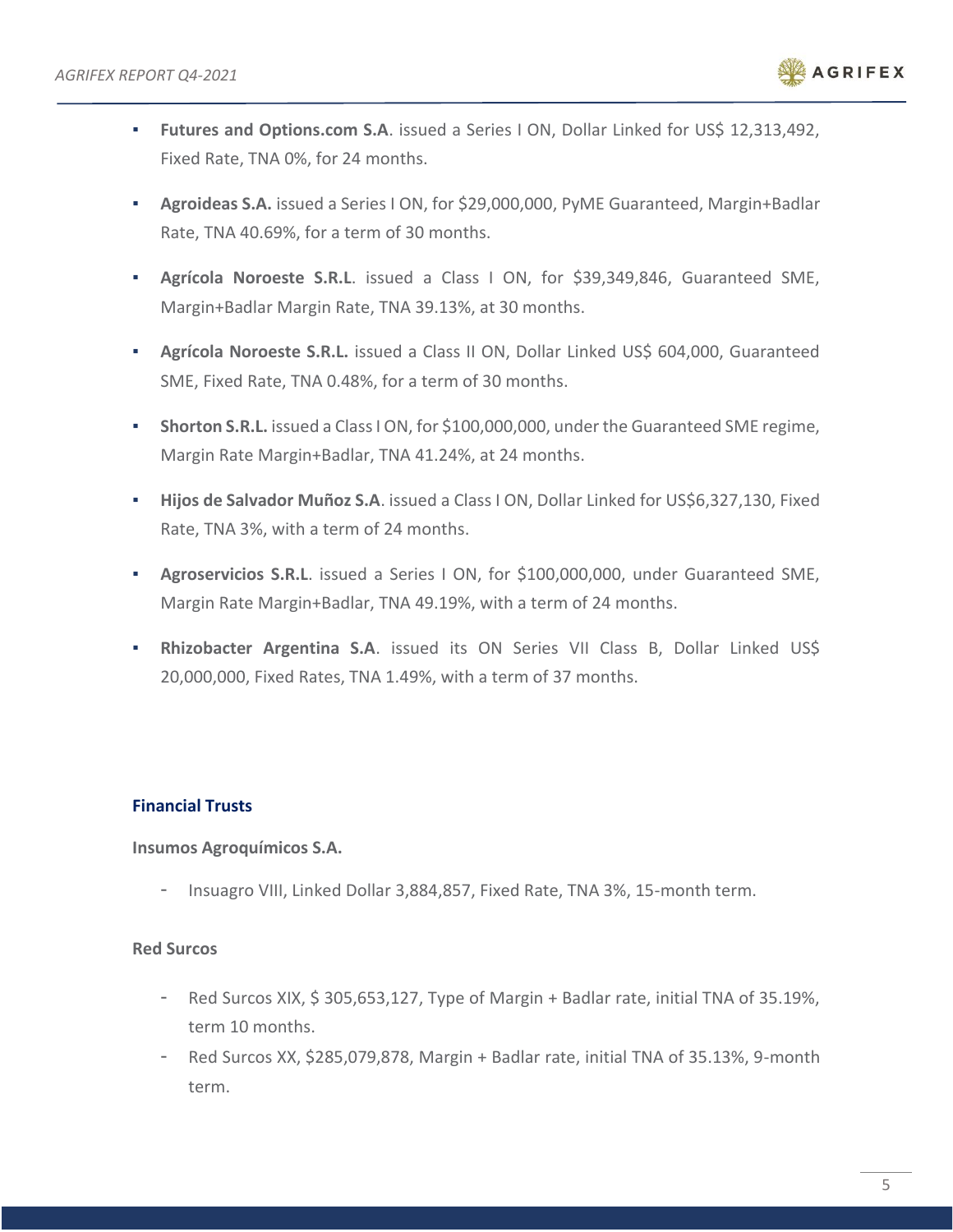- **Futures and Options.com S.A**. issued a Series I ON, Dollar Linked for US$ 12,313,492, Fixed Rate, TNA 0%, for 24 months.

- **Agroideas S.A.** issued a Series I ON, for $29,000,000, PyME Guaranteed, Margin+Badlar Rate, TNA 40.69%, for a term of 30 months.

- **Agrícola Noroeste S.R.L**. issued a Class I ON, for $39,349,846, Guaranteed SME, Margin+Badlar Margin Rate, TNA 39.13%, at 30 months.

- **Agrícola Noroeste S.R.L.** issued a Class II ON, Dollar Linked US$ 604,000, Guaranteed SME, Fixed Rate, TNA 0.48%, for a term of 30 months.

- **Shorton S.R.L.** issued a Class I ON, for $100,000,000, under the Guaranteed SME regime, Margin Rate Margin+Badlar, TNA 41.24%, at 24 months.

- **Hijos de Salvador Muñoz S.A**. issued a Class I ON, Dollar Linked for US$6,327,130, Fixed Rate, TNA 3%, with a term of 24 months.

- **Agroservicios S.R.L**. issued a Series I ON, for $100,000,000, under Guaranteed SME, Margin Rate Margin+Badlar, TNA 49.19%, with a term of 24 months.

- **Rhizobacter Argentina S.A**. issued its ON Series VII Class B, Dollar Linked US$ 20,000,000, Fixed Rates, TNA 1.49%, with a term of 37 months.

### Financial Trusts

**Insumos Agroquímicos S.A.**

- Insuagro VIII, Linked Dollar 3,884,857, Fixed Rate, TNA 3%, 15-month term.

**Red Surcos**

- Red Surcos XIX, $ 305,653,127, Type of Margin + Badlar rate, initial TNA of 35.19%, term 10 months.
- Red Surcos XX, $285,079,878, Margin + Badlar rate, initial TNA of 35.13%, 9-month term.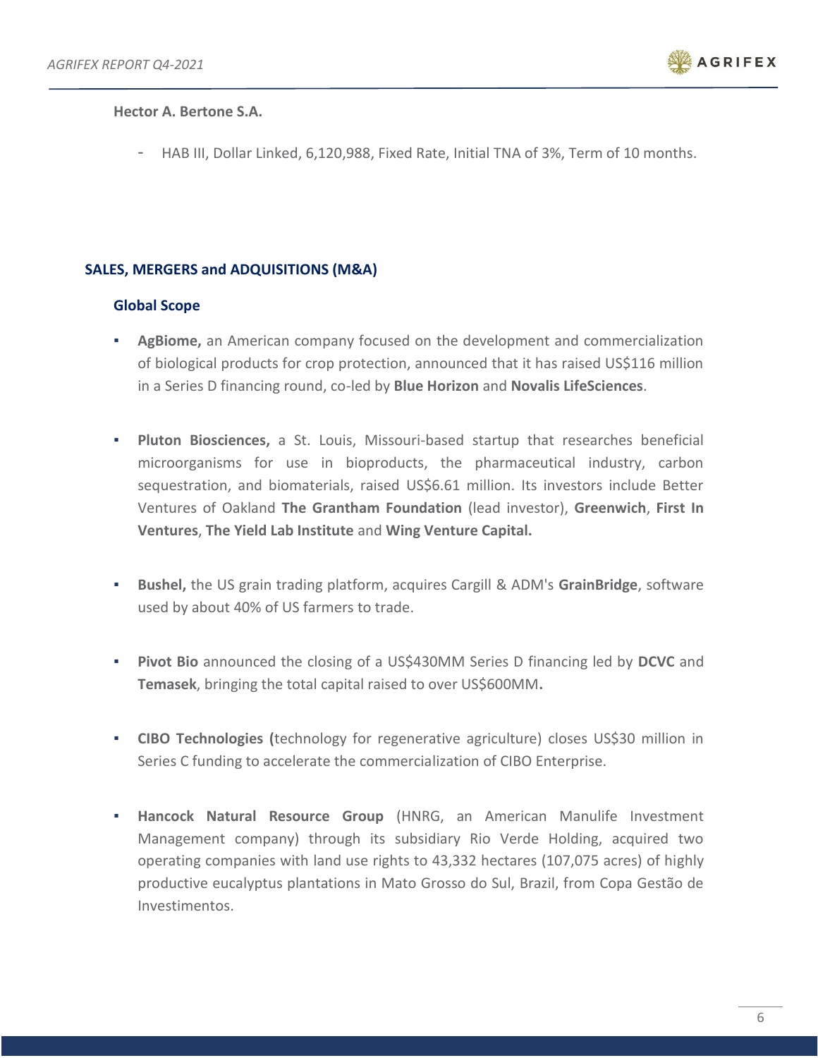**Hector A. Bertone S.A.**

- HAB III, Dollar Linked, 6,120,988, Fixed Rate, Initial TNA of 3%, Term of 10 months.

## SALES, MERGERS and ADQUISITIONS (M&A)

### Global Scope

- **AgBiome,** an American company focused on the development and commercialization of biological products for crop protection, announced that it has raised US$116 million in a Series D financing round, co-led by **Blue Horizon** and **Novalis LifeSciences**.

- **Pluton Biosciences,** a St. Louis, Missouri-based startup that researches beneficial microorganisms for use in bioproducts, the pharmaceutical industry, carbon sequestration, and biomaterials, raised US$6.61 million. Its investors include Better Ventures of Oakland **The Grantham Foundation** (lead investor), **Greenwich**, **First In Ventures**, **The Yield Lab Institute** and **Wing Venture Capital.**

- **Bushel,** the US grain trading platform, acquires Cargill & ADM's **GrainBridge**, software used by about 40% of US farmers to trade.

- **Pivot Bio** announced the closing of a US$430MM Series D financing led by **DCVC** and **Temasek**, bringing the total capital raised to over US$600MM**.**

- **CIBO Technologies (**technology for regenerative agriculture) closes US$30 million in Series C funding to accelerate the commercialization of CIBO Enterprise.

- **Hancock Natural Resource Group** (HNRG, an American Manulife Investment Management company) through its subsidiary Rio Verde Holding, acquired two operating companies with land use rights to 43,332 hectares (107,075 acres) of highly productive eucalyptus plantations in Mato Grosso do Sul, Brazil, from Copa Gestão de Investimentos.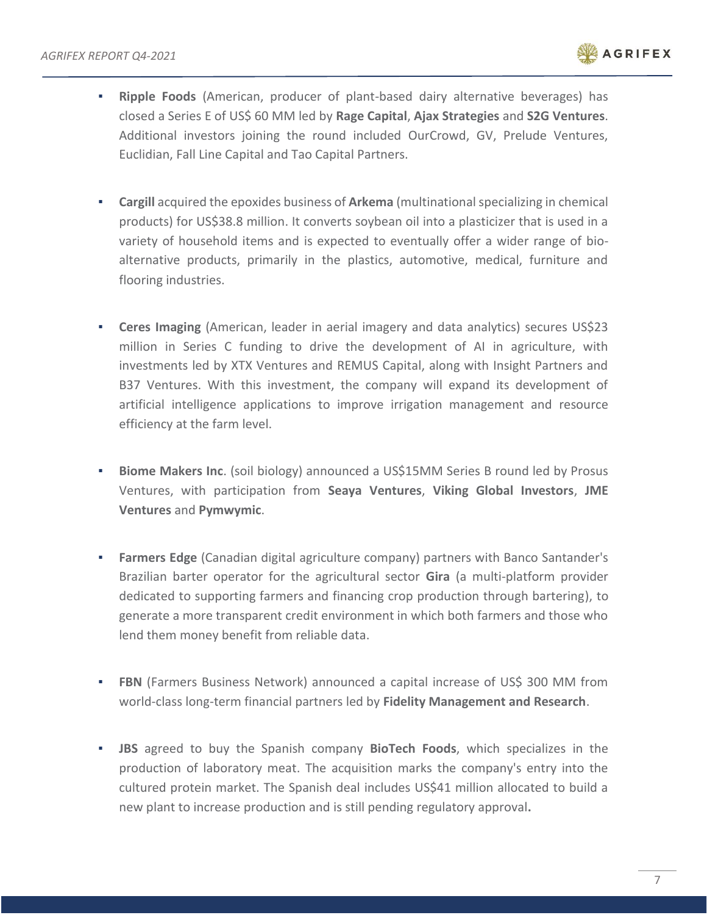- **Ripple Foods** (American, producer of plant-based dairy alternative beverages) has closed a Series E of US$ 60 MM led by **Rage Capital**, **Ajax Strategies** and **S2G Ventures**. Additional investors joining the round included OurCrowd, GV, Prelude Ventures, Euclidian, Fall Line Capital and Tao Capital Partners.

- **Cargill** acquired the epoxides business of **Arkema** (multinational specializing in chemical products) for US$38.8 million. It converts soybean oil into a plasticizer that is used in a variety of household items and is expected to eventually offer a wider range of bio-alternative products, primarily in the plastics, automotive, medical, furniture and flooring industries.

- **Ceres Imaging** (American, leader in aerial imagery and data analytics) secures US$23 million in Series C funding to drive the development of AI in agriculture, with investments led by XTX Ventures and REMUS Capital, along with Insight Partners and B37 Ventures. With this investment, the company will expand its development of artificial intelligence applications to improve irrigation management and resource efficiency at the farm level.

- **Biome Makers Inc**. (soil biology) announced a US$15MM Series B round led by Prosus Ventures, with participation from **Seaya Ventures**, **Viking Global Investors**, **JME Ventures** and **Pymwymic**.

- **Farmers Edge** (Canadian digital agriculture company) partners with Banco Santander's Brazilian barter operator for the agricultural sector **Gira** (a multi-platform provider dedicated to supporting farmers and financing crop production through bartering), to generate a more transparent credit environment in which both farmers and those who lend them money benefit from reliable data.

- **FBN** (Farmers Business Network) announced a capital increase of US$ 300 MM from world-class long-term financial partners led by **Fidelity Management and Research**.

- **JBS** agreed to buy the Spanish company **BioTech Foods**, which specializes in the production of laboratory meat. The acquisition marks the company's entry into the cultured protein market. The Spanish deal includes US$41 million allocated to build a new plant to increase production and is still pending regulatory approval**.**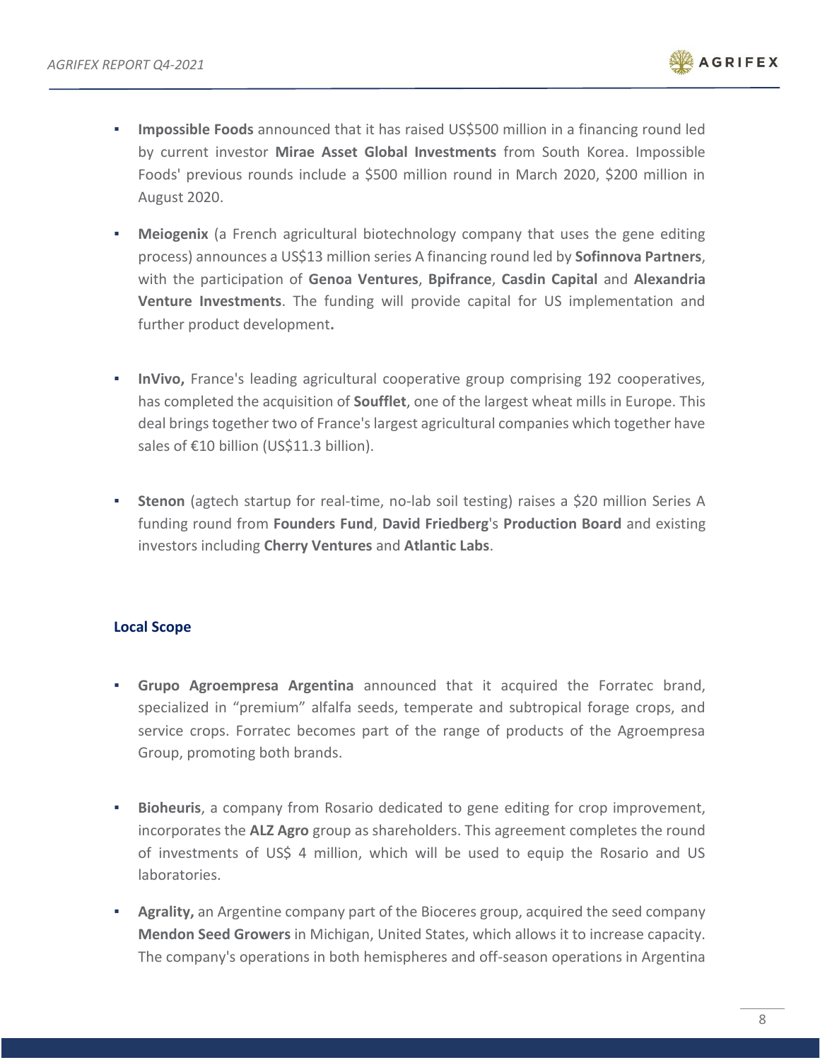- **Impossible Foods** announced that it has raised US$500 million in a financing round led by current investor **Mirae Asset Global Investments** from South Korea. Impossible Foods' previous rounds include a $500 million round in March 2020, $200 million in August 2020.

- **Meiogenix** (a French agricultural biotechnology company that uses the gene editing process) announces a US$13 million series A financing round led by **Sofinnova Partners**, with the participation of **Genoa Ventures**, **Bpifrance**, **Casdin Capital** and **Alexandria Venture Investments**. The funding will provide capital for US implementation and further product development**.**

- **InVivo,** France's leading agricultural cooperative group comprising 192 cooperatives, has completed the acquisition of **Soufflet**, one of the largest wheat mills in Europe. This deal brings together two of France's largest agricultural companies which together have sales of €10 billion (US$11.3 billion).

- **Stenon** (agtech startup for real-time, no-lab soil testing) raises a $20 million Series A funding round from **Founders Fund**, **David Friedberg**'s **Production Board** and existing investors including **Cherry Ventures** and **Atlantic Labs**.

### Local Scope

- **Grupo Agroempresa Argentina** announced that it acquired the Forratec brand, specialized in "premium" alfalfa seeds, temperate and subtropical forage crops, and service crops. Forratec becomes part of the range of products of the Agroempresa Group, promoting both brands.

- **Bioheuris**, a company from Rosario dedicated to gene editing for crop improvement, incorporates the **ALZ Agro** group as shareholders. This agreement completes the round of investments of US$ 4 million, which will be used to equip the Rosario and US laboratories.

- **Agrality,** an Argentine company part of the Bioceres group, acquired the seed company **Mendon Seed Growers** in Michigan, United States, which allows it to increase capacity. The company's operations in both hemispheres and off-season operations in Argentina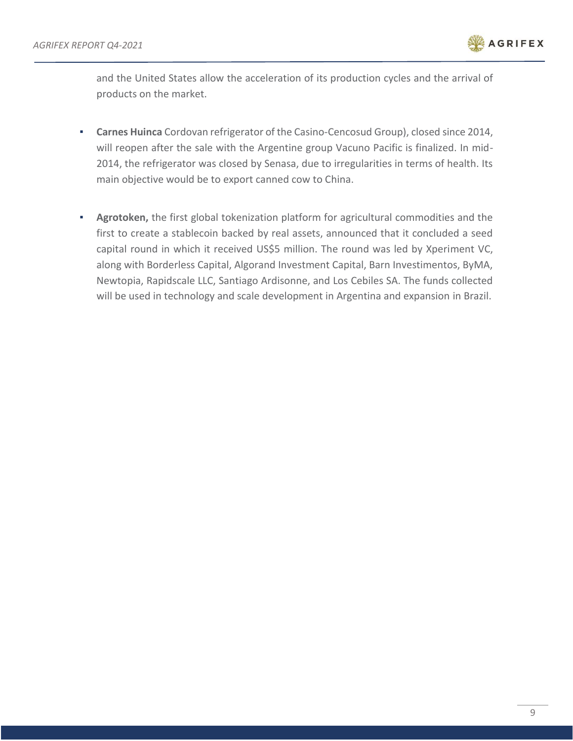and the United States allow the acceleration of its production cycles and the arrival of products on the market.

- **Carnes Huinca** Cordovan refrigerator of the Casino-Cencosud Group), closed since 2014, will reopen after the sale with the Argentine group Vacuno Pacific is finalized. In mid-2014, the refrigerator was closed by Senasa, due to irregularities in terms of health. Its main objective would be to export canned cow to China.

- **Agrotoken,** the first global tokenization platform for agricultural commodities and the first to create a stablecoin backed by real assets, announced that it concluded a seed capital round in which it received US$5 million. The round was led by Xperiment VC, along with Borderless Capital, Algorand Investment Capital, Barn Investimentos, ByMA, Newtopia, Rapidscale LLC, Santiago Ardisonne, and Los Cebiles SA. The funds collected will be used in technology and scale development in Argentina and expansion in Brazil.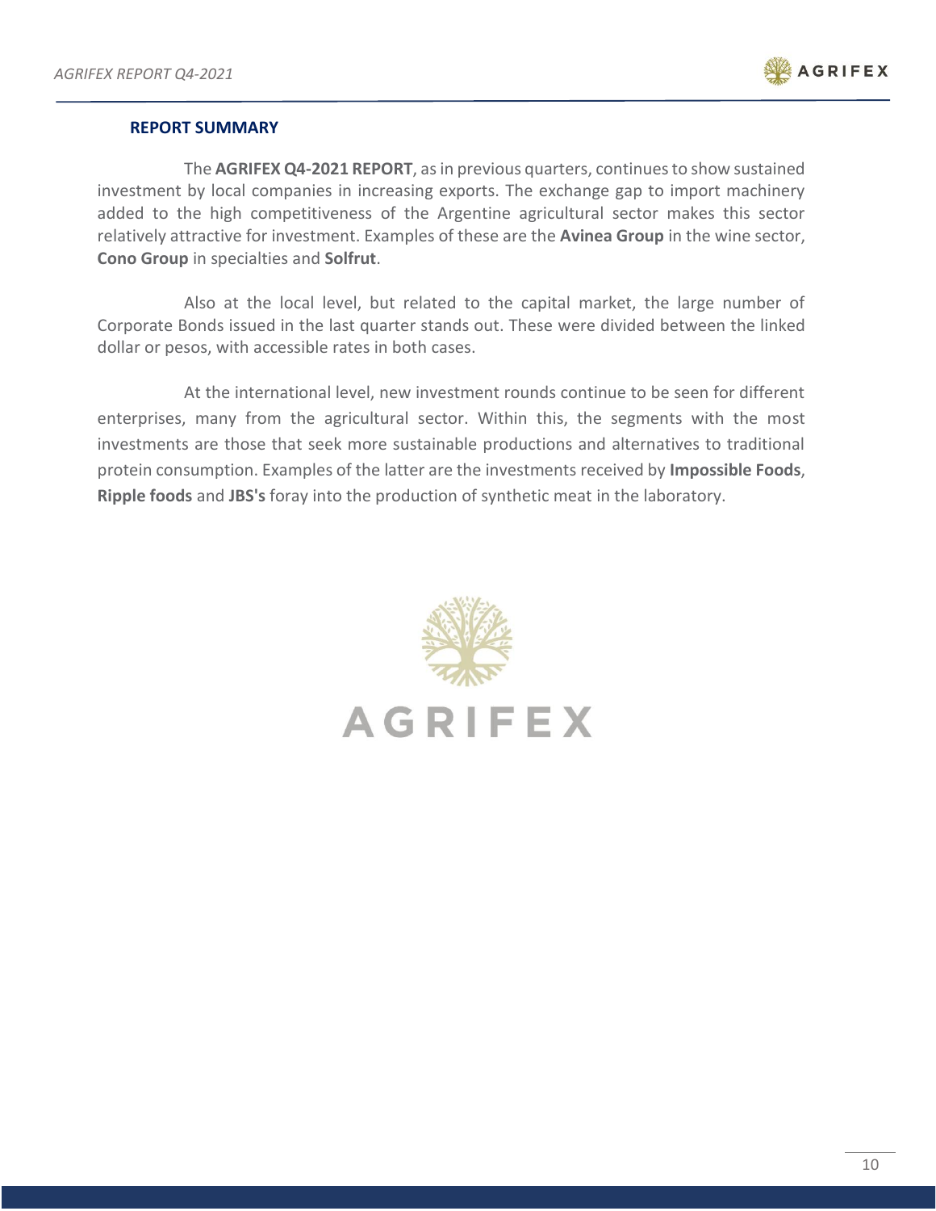## REPORT SUMMARY

The **AGRIFEX Q4-2021 REPORT**, as in previous quarters, continues to show sustained investment by local companies in increasing exports. The exchange gap to import machinery added to the high competitiveness of the Argentine agricultural sector makes this sector relatively attractive for investment. Examples of these are the **Avinea Group** in the wine sector, **Cono Group** in specialties and **Solfrut**.

Also at the local level, but related to the capital market, the large number of Corporate Bonds issued in the last quarter stands out. These were divided between the linked dollar or pesos, with accessible rates in both cases.

At the international level, new investment rounds continue to be seen for different enterprises, many from the agricultural sector. Within this, the segments with the most investments are those that seek more sustainable productions and alternatives to traditional protein consumption. Examples of the latter are the investments received by **Impossible Foods**, **Ripple foods** and **JBS's** foray into the production of synthetic meat in the laboratory.

AGRIFEX